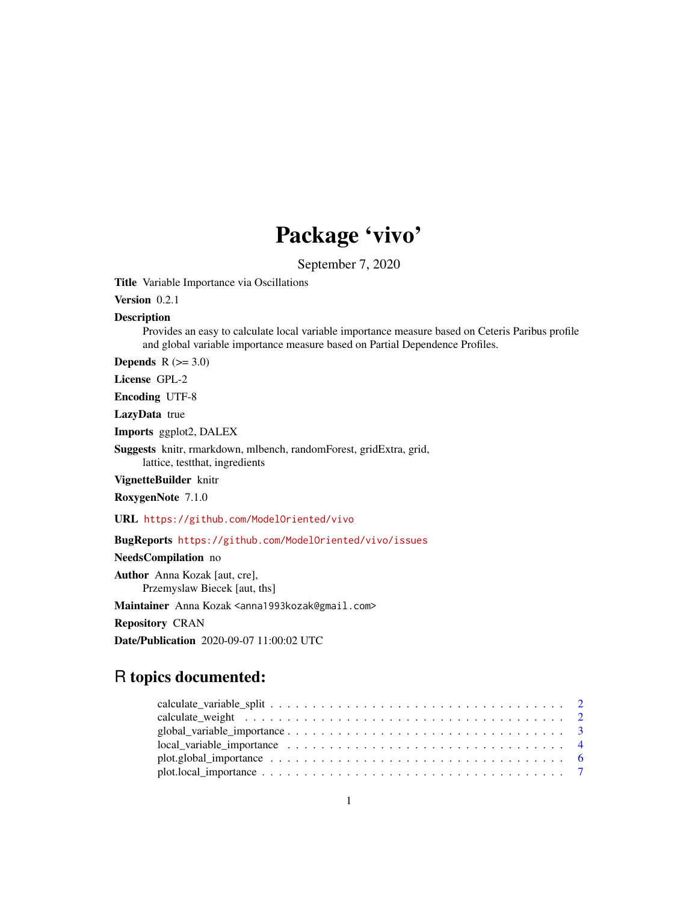# Package 'vivo'

September 7, 2020

**Title** Variable Importance via Oscillations

**Version** 0.2.1

**Description**
Provides an easy to calculate local variable importance measure based on Ceteris Paribus profile and global variable importance measure based on Partial Dependence Profiles.

**Depends** R (>= 3.0)

**License** GPL-2

**Encoding** UTF-8

**LazyData** true

**Imports** ggplot2, DALEX

**Suggests** knitr, rmarkdown, mlbench, randomForest, gridExtra, grid, lattice, testthat, ingredients

**VignetteBuilder** knitr

**RoxygenNote** 7.1.0

**URL** https://github.com/ModelOriented/vivo

**BugReports** https://github.com/ModelOriented/vivo/issues

**NeedsCompilation** no

**Author** Anna Kozak [aut, cre],
Przemyslaw Biecek [aut, ths]

**Maintainer** Anna Kozak <anna1993kozak@gmail.com>

**Repository** CRAN

**Date/Publication** 2020-09-07 11:00:02 UTC

## R topics documented:

- calculate_variable_split . . . . . . . . . . . . . . . . . . . . . . . . . . . . . . . . . . 2
- calculate_weight . . . . . . . . . . . . . . . . . . . . . . . . . . . . . . . . . . . . . . 2
- global_variable_importance . . . . . . . . . . . . . . . . . . . . . . . . . . . . . . . . 3
- local_variable_importance . . . . . . . . . . . . . . . . . . . . . . . . . . . . . . . . . 4
- plot.global_importance . . . . . . . . . . . . . . . . . . . . . . . . . . . . . . . . . . . 6
- plot.local_importance . . . . . . . . . . . . . . . . . . . . . . . . . . . . . . . . . . . . 7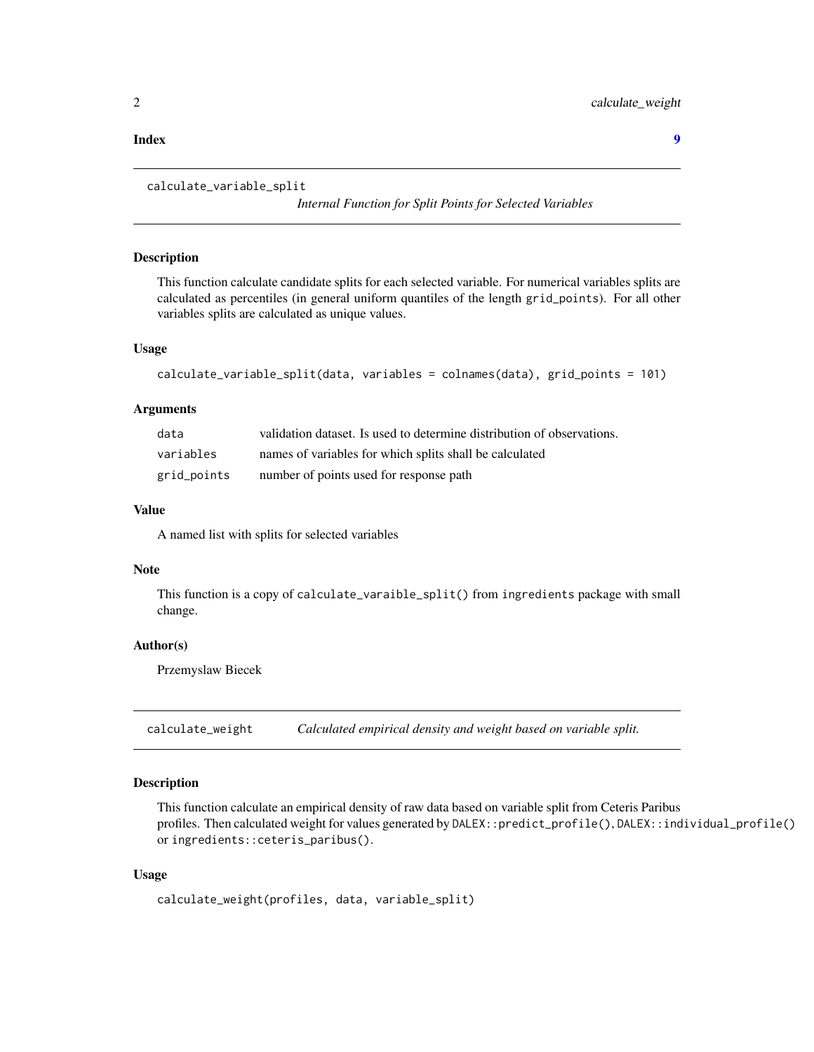**Index** 9

---

`calculate_variable_split` *Internal Function for Split Points for Selected Variables*

---

### Description

This function calculate candidate splits for each selected variable. For numerical variables splits are calculated as percentiles (in general uniform quantiles of the length `grid_points`). For all other variables splits are calculated as unique values.

### Usage

```
calculate_variable_split(data, variables = colnames(data), grid_points = 101)
```

### Arguments

| | |
|---|---|
| `data` | validation dataset. Is used to determine distribution of observations. |
| `variables` | names of variables for which splits shall be calculated |
| `grid_points` | number of points used for response path |

### Value

A named list with splits for selected variables

### Note

This function is a copy of `calculate_varaible_split()` from `ingredients` package with small change.

### Author(s)

Przemyslaw Biecek

---

`calculate_weight` *Calculated empirical density and weight based on variable split.*

---

### Description

This function calculate an empirical density of raw data based on variable split from Ceteris Paribus profiles. Then calculated weight for values generated by `DALEX::predict_profile()`, `DALEX::individual_profile()` or `ingredients::ceteris_paribus()`.

### Usage

```
calculate_weight(profiles, data, variable_split)
```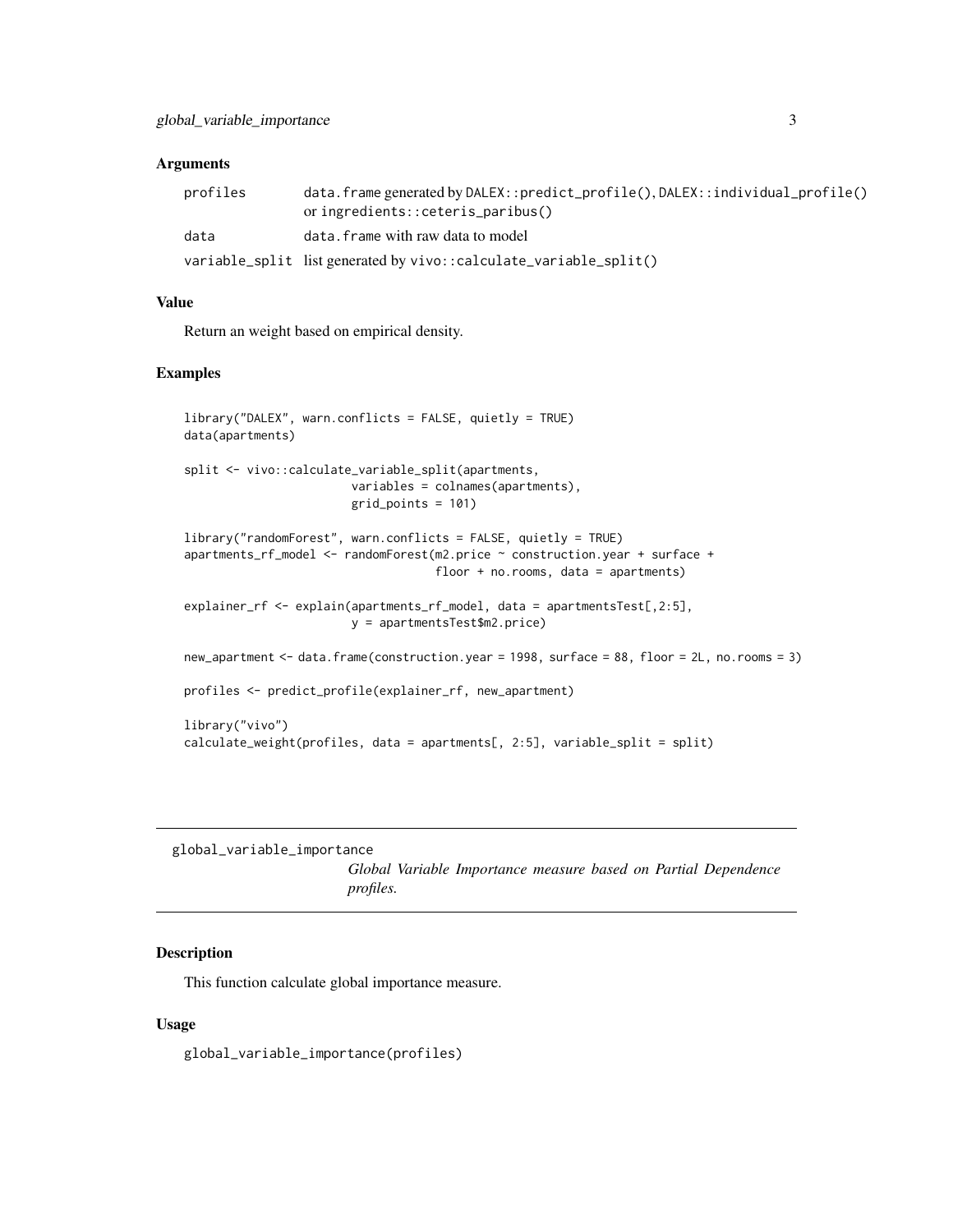### Arguments

| | |
|---|---|
| profiles | data.frame generated by DALEX::predict_profile(), DALEX::individual_profile() or ingredients::ceteris_paribus() |
| data | data.frame with raw data to model |
| variable_split | list generated by vivo::calculate_variable_split() |

### Value

Return an weight based on empirical density.

### Examples

```
library("DALEX", warn.conflicts = FALSE, quietly = TRUE)
data(apartments)

split <- vivo::calculate_variable_split(apartments,
                        variables = colnames(apartments),
                        grid_points = 101)

library("randomForest", warn.conflicts = FALSE, quietly = TRUE)
apartments_rf_model <- randomForest(m2.price ~ construction.year + surface +
                                    floor + no.rooms, data = apartments)

explainer_rf <- explain(apartments_rf_model, data = apartmentsTest[,2:5],
                        y = apartmentsTest$m2.price)

new_apartment <- data.frame(construction.year = 1998, surface = 88, floor = 2L, no.rooms = 3)

profiles <- predict_profile(explainer_rf, new_apartment)

library("vivo")
calculate_weight(profiles, data = apartments[, 2:5], variable_split = split)
```

## global_variable_importance

*Global Variable Importance measure based on Partial Dependence profiles.*

### Description

This function calculate global importance measure.

### Usage

```
global_variable_importance(profiles)
```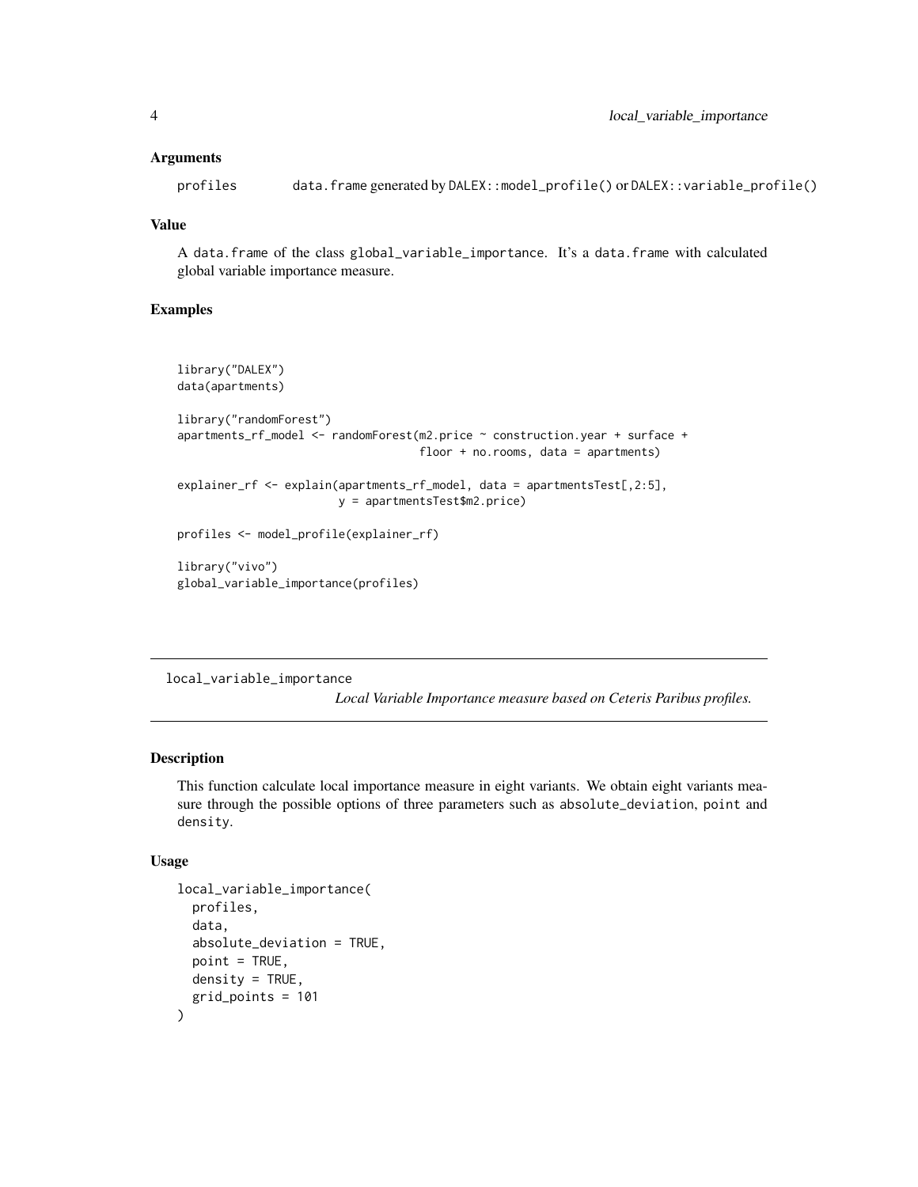### Arguments

profiles data.frame generated by DALEX::model_profile() or DALEX::variable_profile()

### Value

A data.frame of the class global_variable_importance. It's a data.frame with calculated global variable importance measure.

### Examples

```
library("DALEX")
data(apartments)

library("randomForest")
apartments_rf_model <- randomForest(m2.price ~ construction.year + surface +
                                    floor + no.rooms, data = apartments)

explainer_rf <- explain(apartments_rf_model, data = apartmentsTest[,2:5],
                        y = apartmentsTest$m2.price)

profiles <- model_profile(explainer_rf)

library("vivo")
global_variable_importance(profiles)
```

---

## local_variable_importance

*Local Variable Importance measure based on Ceteris Paribus profiles.*

### Description

This function calculate local importance measure in eight variants. We obtain eight variants measure through the possible options of three parameters such as absolute_deviation, point and density.

### Usage

```
local_variable_importance(
  profiles,
  data,
  absolute_deviation = TRUE,
  point = TRUE,
  density = TRUE,
  grid_points = 101
)
```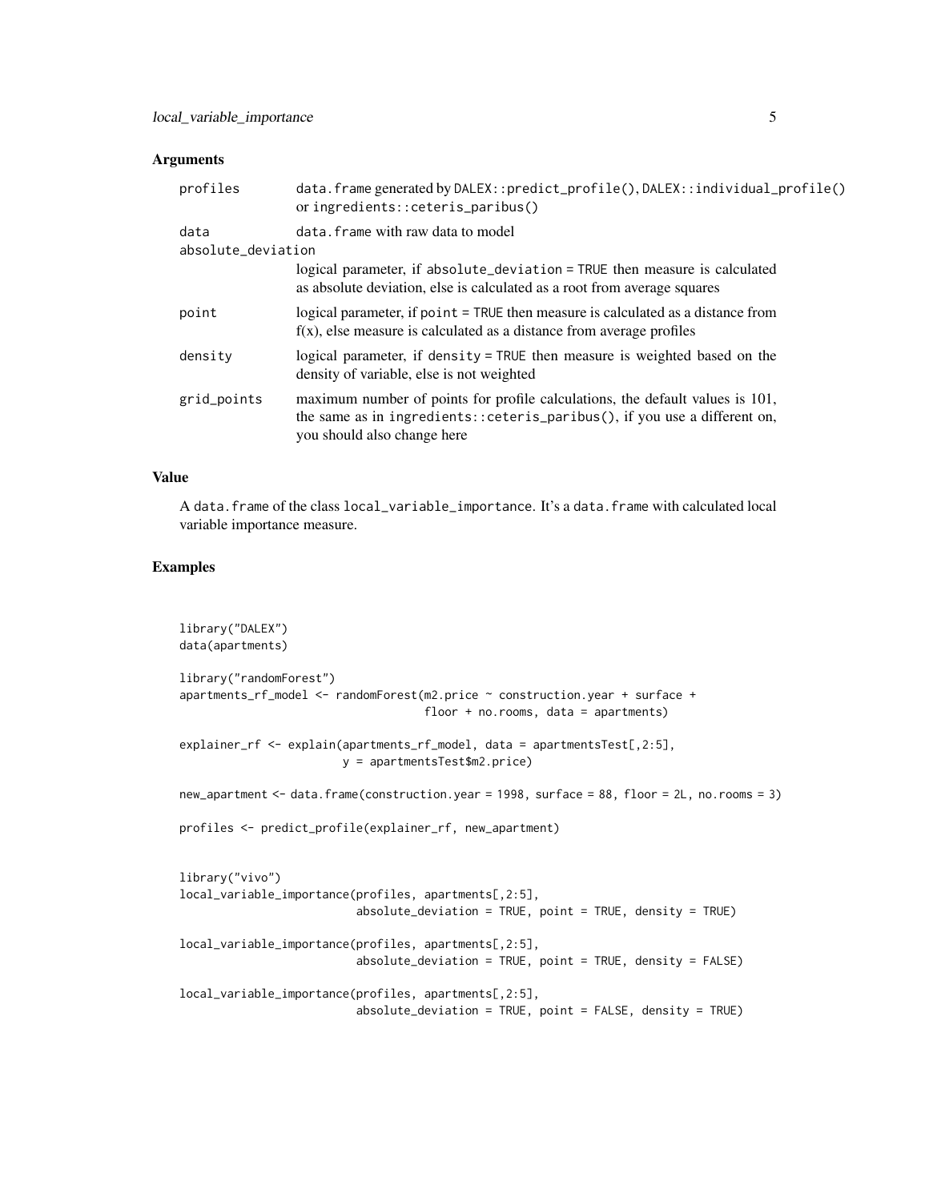### Arguments

| | |
|---|---|
| `profiles` | `data.frame` generated by `DALEX::predict_profile()`, `DALEX::individual_profile()` or `ingredients::ceteris_paribus()` |
| `data` | `data.frame` with raw data to model |
| `absolute_deviation` | logical parameter, if `absolute_deviation = TRUE` then measure is calculated as absolute deviation, else is calculated as a root from average squares |
| `point` | logical parameter, if `point = TRUE` then measure is calculated as a distance from f(x), else measure is calculated as a distance from average profiles |
| `density` | logical parameter, if `density = TRUE` then measure is weighted based on the density of variable, else is not weighted |
| `grid_points` | maximum number of points for profile calculations, the default values is 101, the same as in `ingredients::ceteris_paribus()`, if you use a different on, you should also change here |

### Value

A `data.frame` of the class `local_variable_importance`. It's a `data.frame` with calculated local variable importance measure.

### Examples

```
library("DALEX")
data(apartments)

library("randomForest")
apartments_rf_model <- randomForest(m2.price ~ construction.year + surface +
                                    floor + no.rooms, data = apartments)

explainer_rf <- explain(apartments_rf_model, data = apartmentsTest[,2:5],
                        y = apartmentsTest$m2.price)

new_apartment <- data.frame(construction.year = 1998, surface = 88, floor = 2L, no.rooms = 3)

profiles <- predict_profile(explainer_rf, new_apartment)


library("vivo")
local_variable_importance(profiles, apartments[,2:5],
                          absolute_deviation = TRUE, point = TRUE, density = TRUE)

local_variable_importance(profiles, apartments[,2:5],
                          absolute_deviation = TRUE, point = TRUE, density = FALSE)

local_variable_importance(profiles, apartments[,2:5],
                          absolute_deviation = TRUE, point = FALSE, density = TRUE)
```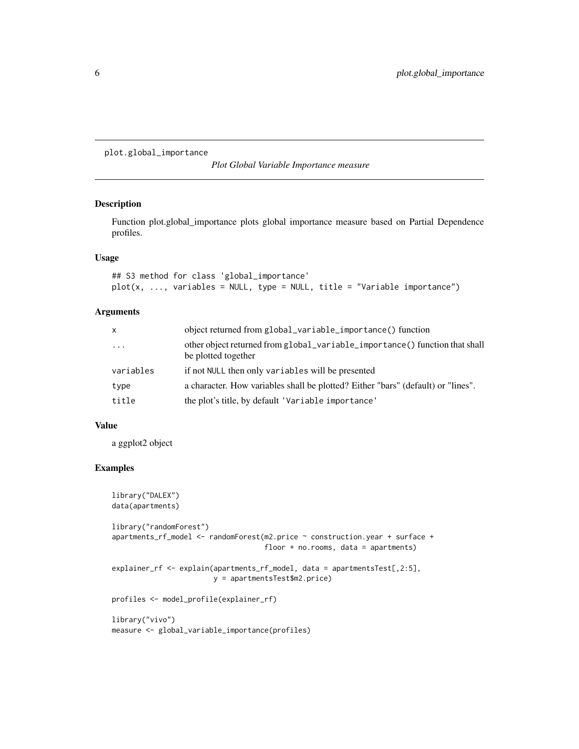plot.global_importance

*Plot Global Variable Importance measure*

### Description

Function plot.global_importance plots global importance measure based on Partial Dependence profiles.

### Usage

```
## S3 method for class 'global_importance'
plot(x, ..., variables = NULL, type = NULL, title = "Variable importance")
```

### Arguments

| | |
|---|---|
| x | object returned from `global_variable_importance()` function |
| ... | other object returned from `global_variable_importance()` function that shall be plotted together |
| variables | if not `NULL` then only `variables` will be presented |
| type | a character. How variables shall be plotted? Either "bars" (default) or "lines". |
| title | the plot's title, by default `'Variable importance'` |

### Value

a ggplot2 object

### Examples

```
library("DALEX")
data(apartments)

library("randomForest")
apartments_rf_model <- randomForest(m2.price ~ construction.year + surface +
                                    floor + no.rooms, data = apartments)

explainer_rf <- explain(apartments_rf_model, data = apartmentsTest[,2:5],
                        y = apartmentsTest$m2.price)

profiles <- model_profile(explainer_rf)

library("vivo")
measure <- global_variable_importance(profiles)
```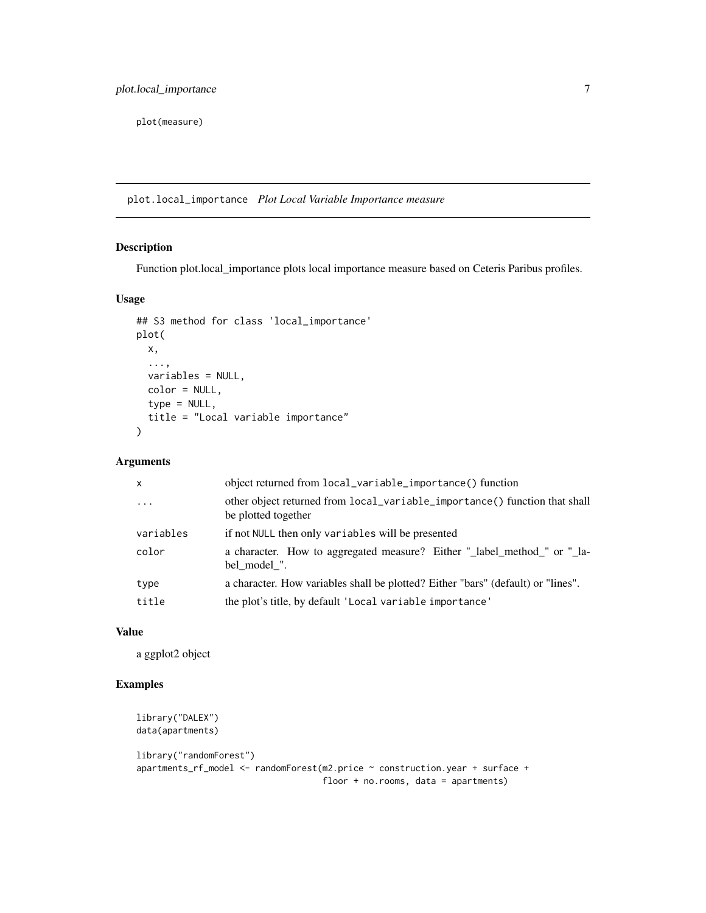```
plot(measure)
```

---

## plot.local_importance *Plot Local Variable Importance measure*

### Description

Function plot.local_importance plots local importance measure based on Ceteris Paribus profiles.

### Usage

```
## S3 method for class 'local_importance'
plot(
  x,
  ...,
  variables = NULL,
  color = NULL,
  type = NULL,
  title = "Local variable importance"
)
```

### Arguments

| | |
|---|---|
| `x` | object returned from `local_variable_importance()` function |
| `...` | other object returned from `local_variable_importance()` function that shall be plotted together |
| `variables` | if not `NULL` then only `variables` will be presented |
| `color` | a character. How to aggregated measure? Either "_label_method_" or "_label_model_". |
| `type` | a character. How variables shall be plotted? Either "bars" (default) or "lines". |
| `title` | the plot's title, by default `'Local variable importance'` |

### Value

a ggplot2 object

### Examples

```
library("DALEX")
data(apartments)

library("randomForest")
apartments_rf_model <- randomForest(m2.price ~ construction.year + surface +
                                    floor + no.rooms, data = apartments)
```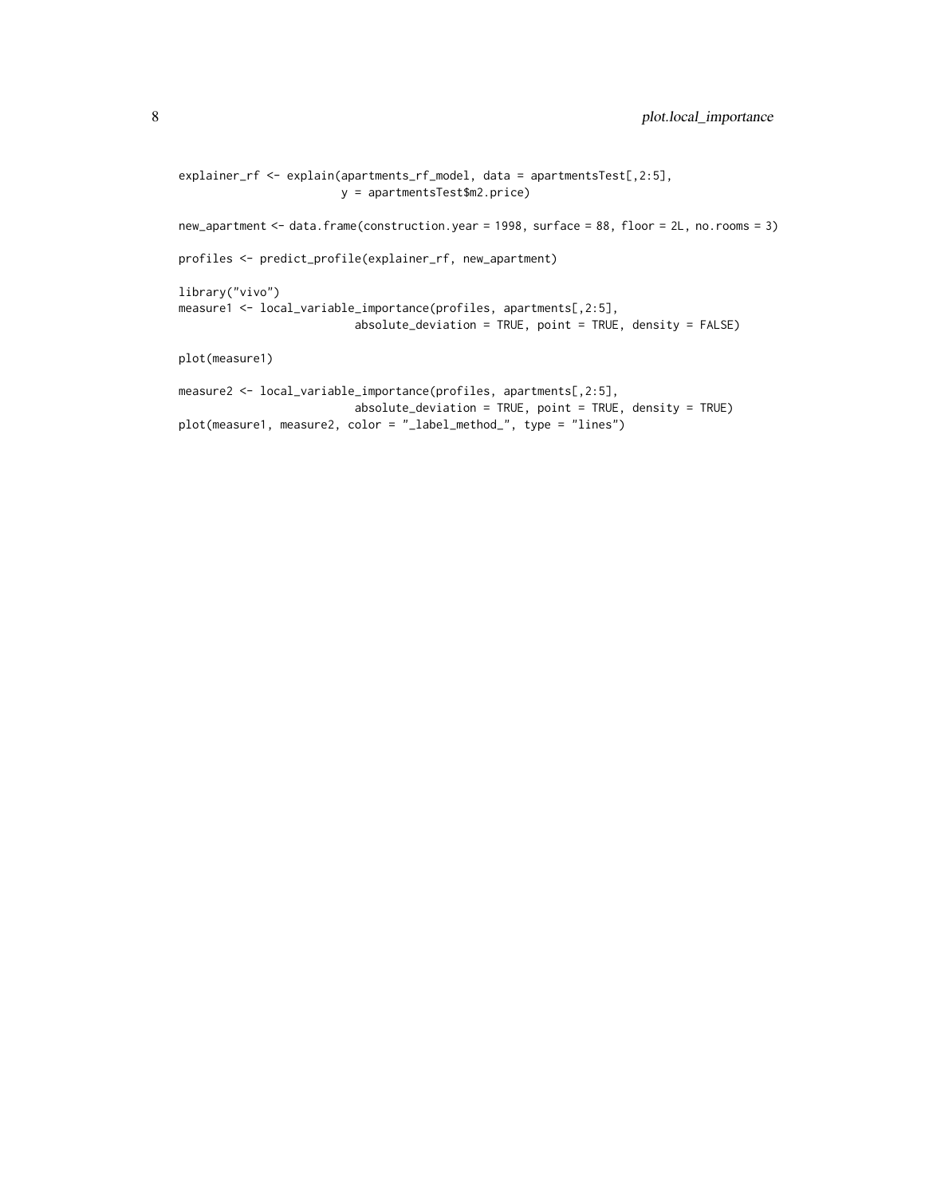```
explainer_rf <- explain(apartments_rf_model, data = apartmentsTest[,2:5],
                        y = apartmentsTest$m2.price)

new_apartment <- data.frame(construction.year = 1998, surface = 88, floor = 2L, no.rooms = 3)

profiles <- predict_profile(explainer_rf, new_apartment)

library("vivo")
measure1 <- local_variable_importance(profiles, apartments[,2:5],
                          absolute_deviation = TRUE, point = TRUE, density = FALSE)

plot(measure1)

measure2 <- local_variable_importance(profiles, apartments[,2:5],
                          absolute_deviation = TRUE, point = TRUE, density = TRUE)
plot(measure1, measure2, color = "_label_method_", type = "lines")
```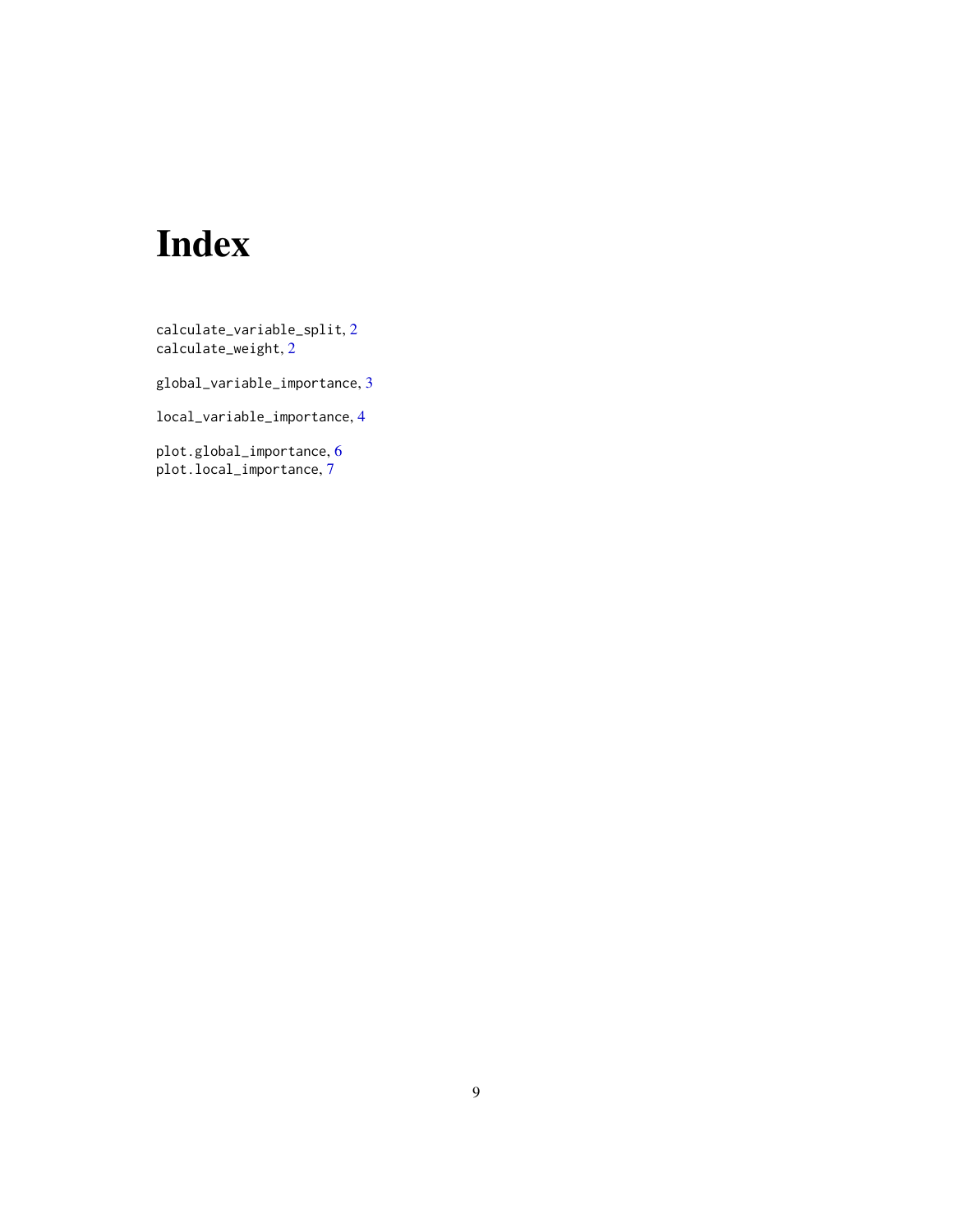# Index

calculate_variable_split, 2
calculate_weight, 2

global_variable_importance, 3

local_variable_importance, 4

plot.global_importance, 6
plot.local_importance, 7